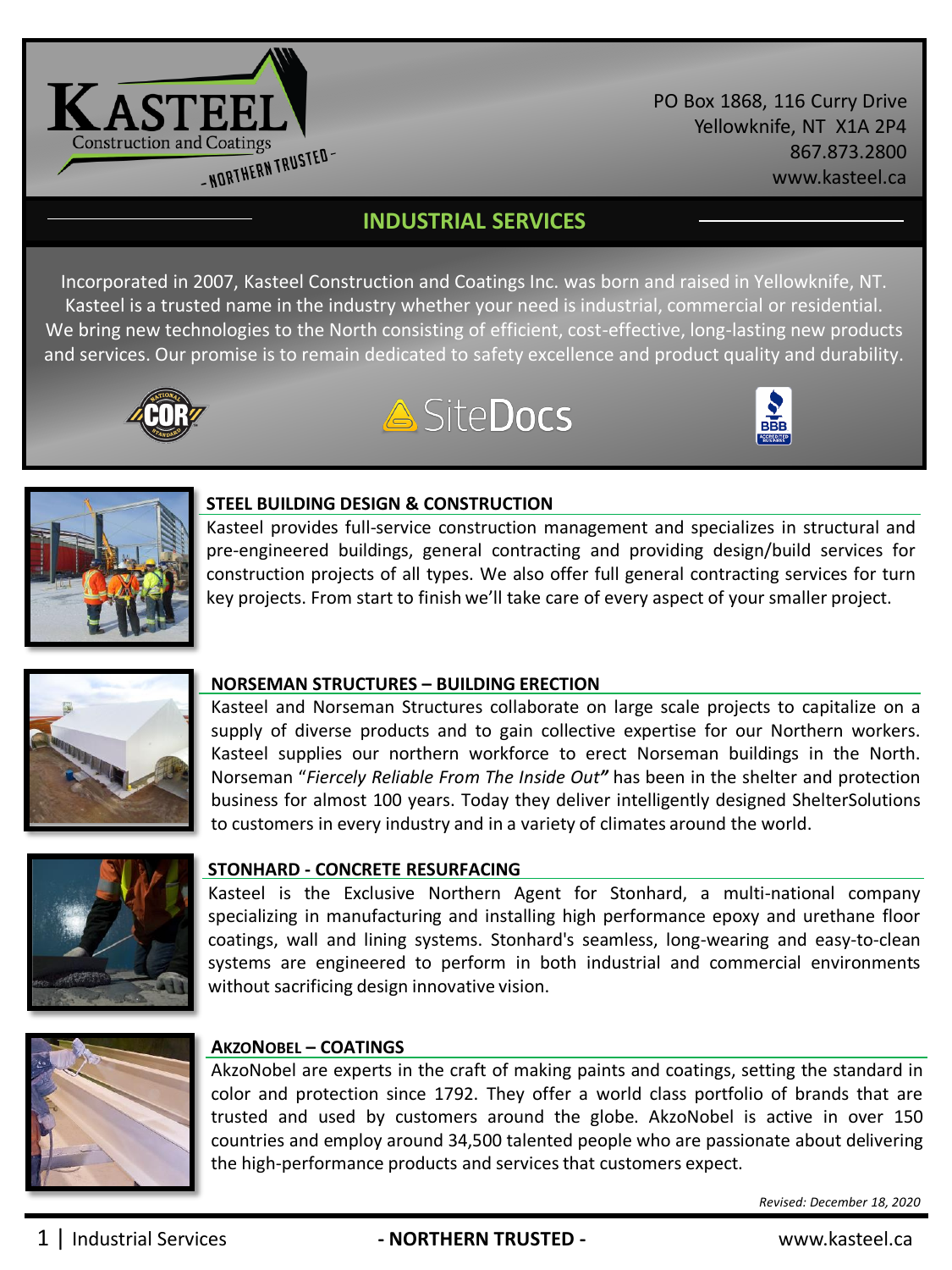KASTEEL
Construction and Coatings
- NORTHERN TRUSTED -

PO Box 1868, 116 Curry Drive
Yellowknife, NT X1A 2P4
867.873.2800
www.kasteel.ca

# INDUSTRIAL SERVICES

Incorporated in 2007, Kasteel Construction and Coatings Inc. was born and raised in Yellowknife, NT. Kasteel is a trusted name in the industry whether your need is industrial, commercial or residential. We bring new technologies to the North consisting of efficient, cost-effective, long-lasting new products and services. Our promise is to remain dedicated to safety excellence and product quality and durability.

## STEEL BUILDING DESIGN & CONSTRUCTION

Kasteel provides full-service construction management and specializes in structural and pre-engineered buildings, general contracting and providing design/build services for construction projects of all types. We also offer full general contracting services for turn key projects. From start to finish we'll take care of every aspect of your smaller project.

## NORSEMAN STRUCTURES – BUILDING ERECTION

Kasteel and Norseman Structures collaborate on large scale projects to capitalize on a supply of diverse products and to gain collective expertise for our Northern workers. Kasteel supplies our northern workforce to erect Norseman buildings in the North. Norseman "*Fiercely Reliable From The Inside Out*" has been in the shelter and protection business for almost 100 years. Today they deliver intelligently designed ShelterSolutions to customers in every industry and in a variety of climates around the world.

## STONHARD - CONCRETE RESURFACING

Kasteel is the Exclusive Northern Agent for Stonhard, a multi-national company specializing in manufacturing and installing high performance epoxy and urethane floor coatings, wall and lining systems. Stonhard's seamless, long-wearing and easy-to-clean systems are engineered to perform in both industrial and commercial environments without sacrificing design innovative vision.

## AKZONOBEL – COATINGS

AkzoNobel are experts in the craft of making paints and coatings, setting the standard in color and protection since 1792. They offer a world class portfolio of brands that are trusted and used by customers around the globe. AkzoNobel is active in over 150 countries and employ around 34,500 talented people who are passionate about delivering the high-performance products and services that customers expect.

*Revised: December 18, 2020*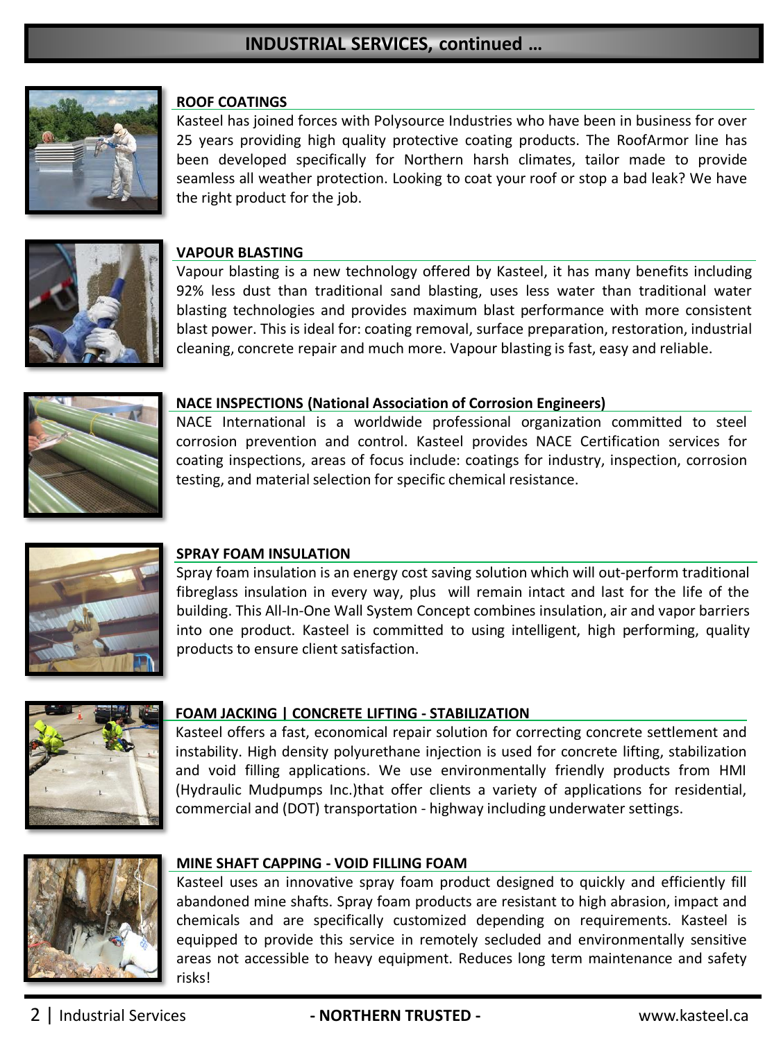## INDUSTRIAL SERVICES, continued …

### ROOF COATINGS

Kasteel has joined forces with Polysource Industries who have been in business for over 25 years providing high quality protective coating products. The RoofArmor line has been developed specifically for Northern harsh climates, tailor made to provide seamless all weather protection. Looking to coat your roof or stop a bad leak? We have the right product for the job.

### VAPOUR BLASTING

Vapour blasting is a new technology offered by Kasteel, it has many benefits including 92% less dust than traditional sand blasting, uses less water than traditional water blasting technologies and provides maximum blast performance with more consistent blast power. This is ideal for: coating removal, surface preparation, restoration, industrial cleaning, concrete repair and much more. Vapour blasting is fast, easy and reliable.

### NACE INSPECTIONS (National Association of Corrosion Engineers)

NACE International is a worldwide professional organization committed to steel corrosion prevention and control. Kasteel provides NACE Certification services for coating inspections, areas of focus include: coatings for industry, inspection, corrosion testing, and material selection for specific chemical resistance.

### SPRAY FOAM INSULATION

Spray foam insulation is an energy cost saving solution which will out-perform traditional fibreglass insulation in every way, plus will remain intact and last for the life of the building. This All-In-One Wall System Concept combines insulation, air and vapor barriers into one product. Kasteel is committed to using intelligent, high performing, quality products to ensure client satisfaction.

### FOAM JACKING | CONCRETE LIFTING - STABILIZATION

Kasteel offers a fast, economical repair solution for correcting concrete settlement and instability. High density polyurethane injection is used for concrete lifting, stabilization and void filling applications. We use environmentally friendly products from HMI (Hydraulic Mudpumps Inc.)that offer clients a variety of applications for residential, commercial and (DOT) transportation - highway including underwater settings.

### MINE SHAFT CAPPING - VOID FILLING FOAM

Kasteel uses an innovative spray foam product designed to quickly and efficiently fill abandoned mine shafts. Spray foam products are resistant to high abrasion, impact and chemicals and are specifically customized depending on requirements. Kasteel is equipped to provide this service in remotely secluded and environmentally sensitive areas not accessible to heavy equipment. Reduces long term maintenance and safety risks!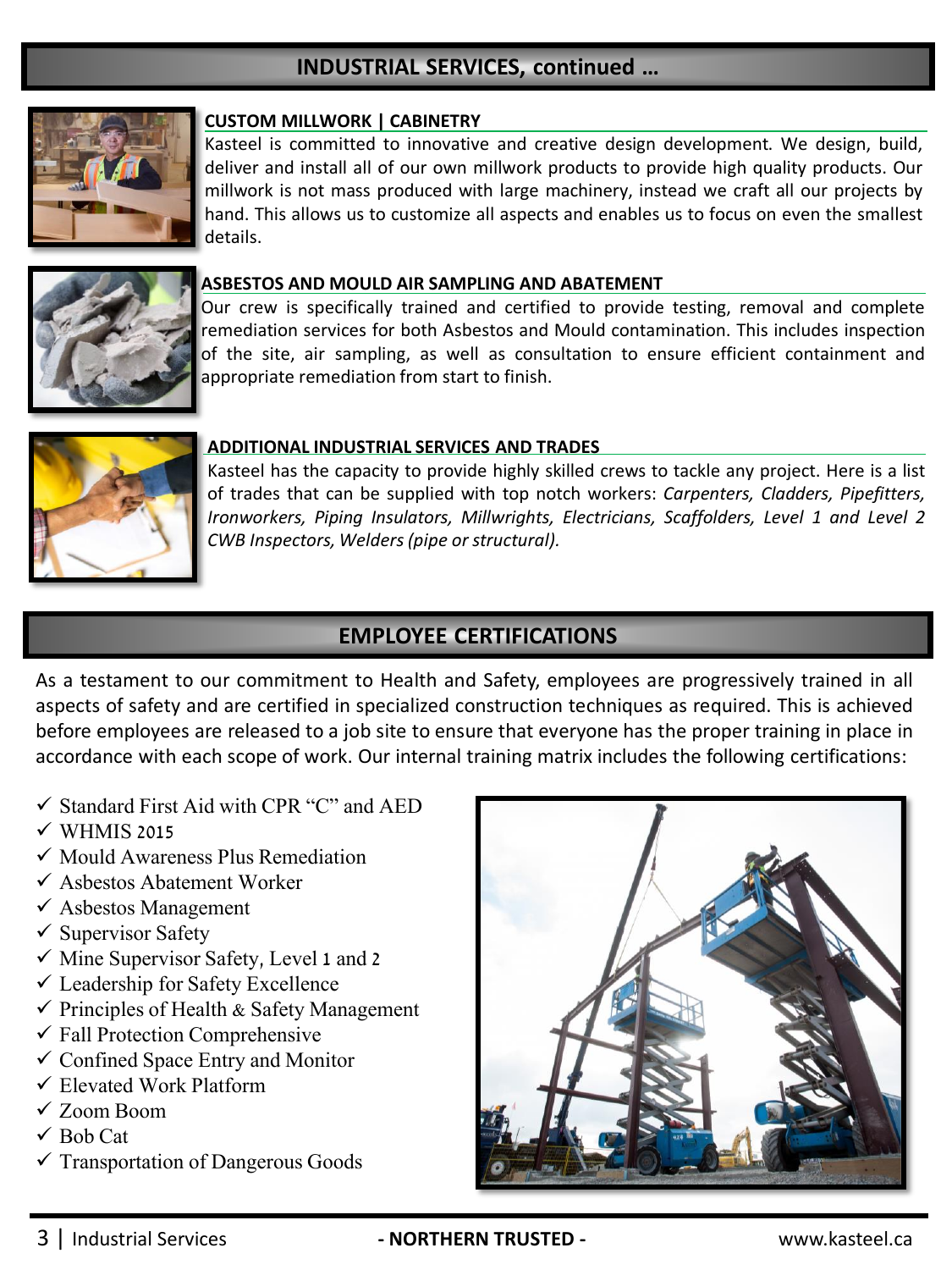## INDUSTRIAL SERVICES, continued …

### CUSTOM MILLWORK | CABINETRY

Kasteel is committed to innovative and creative design development. We design, build, deliver and install all of our own millwork products to provide high quality products. Our millwork is not mass produced with large machinery, instead we craft all our projects by hand. This allows us to customize all aspects and enables us to focus on even the smallest details.

### ASBESTOS AND MOULD AIR SAMPLING AND ABATEMENT

Our crew is specifically trained and certified to provide testing, removal and complete remediation services for both Asbestos and Mould contamination. This includes inspection of the site, air sampling, as well as consultation to ensure efficient containment and appropriate remediation from start to finish.

### ADDITIONAL INDUSTRIAL SERVICES AND TRADES

Kasteel has the capacity to provide highly skilled crews to tackle any project. Here is a list of trades that can be supplied with top notch workers: *Carpenters, Cladders, Pipefitters, Ironworkers, Piping Insulators, Millwrights, Electricians, Scaffolders, Level 1 and Level 2 CWB Inspectors, Welders (pipe or structural).*

## EMPLOYEE CERTIFICATIONS

As a testament to our commitment to Health and Safety, employees are progressively trained in all aspects of safety and are certified in specialized construction techniques as required. This is achieved before employees are released to a job site to ensure that everyone has the proper training in place in accordance with each scope of work. Our internal training matrix includes the following certifications:

- ✓ Standard First Aid with CPR "C" and AED
- ✓ WHMIS 2015
- ✓ Mould Awareness Plus Remediation
- ✓ Asbestos Abatement Worker
- ✓ Asbestos Management
- ✓ Supervisor Safety
- ✓ Mine Supervisor Safety, Level 1 and 2
- ✓ Leadership for Safety Excellence
- ✓ Principles of Health & Safety Management
- ✓ Fall Protection Comprehensive
- ✓ Confined Space Entry and Monitor
- ✓ Elevated Work Platform
- ✓ Zoom Boom
- ✓ Bob Cat
- ✓ Transportation of Dangerous Goods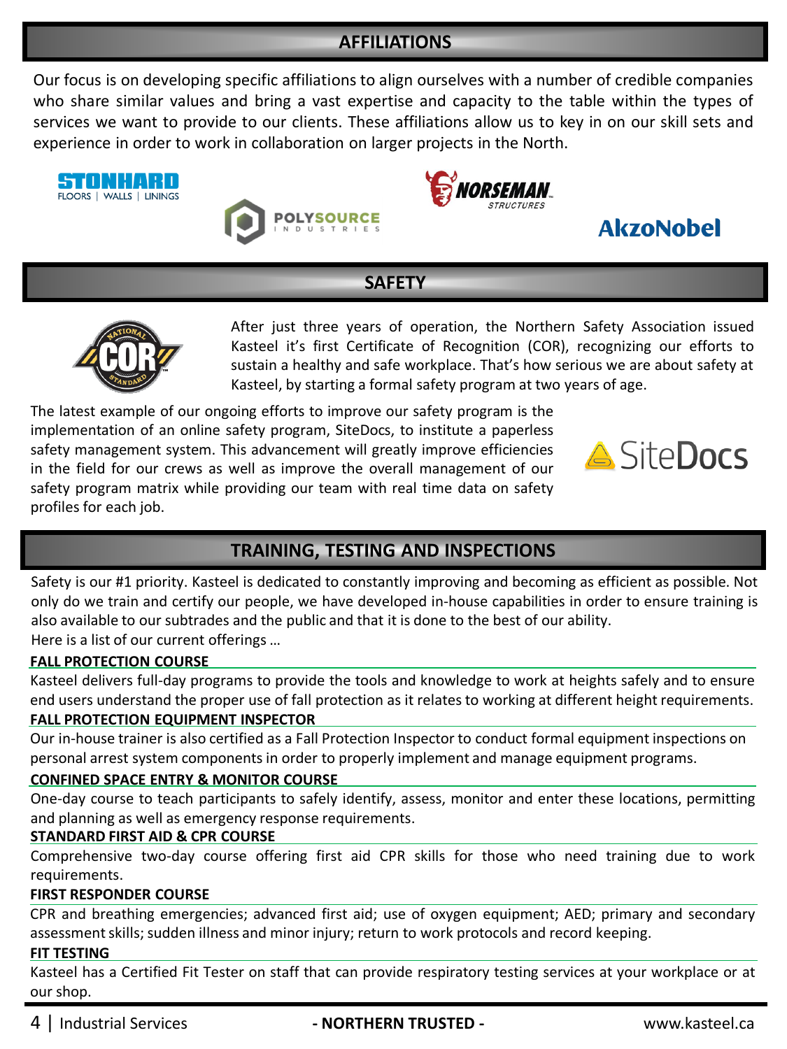## AFFILIATIONS

Our focus is on developing specific affiliations to align ourselves with a number of credible companies who share similar values and bring a vast expertise and capacity to the table within the types of services we want to provide to our clients. These affiliations allow us to key in on our skill sets and experience in order to work in collaboration on larger projects in the North.

## SAFETY

After just three years of operation, the Northern Safety Association issued Kasteel it's first Certificate of Recognition (COR), recognizing our efforts to sustain a healthy and safe workplace. That's how serious we are about safety at Kasteel, by starting a formal safety program at two years of age.

The latest example of our ongoing efforts to improve our safety program is the implementation of an online safety program, SiteDocs, to institute a paperless safety management system. This advancement will greatly improve efficiencies in the field for our crews as well as improve the overall management of our safety program matrix while providing our team with real time data on safety profiles for each job.

## TRAINING, TESTING AND INSPECTIONS

Safety is our #1 priority. Kasteel is dedicated to constantly improving and becoming as efficient as possible. Not only do we train and certify our people, we have developed in-house capabilities in order to ensure training is also available to our subtrades and the public and that it is done to the best of our ability.

Here is a list of our current offerings …

### FALL PROTECTION COURSE

Kasteel delivers full-day programs to provide the tools and knowledge to work at heights safely and to ensure end users understand the proper use of fall protection as it relates to working at different height requirements.

### FALL PROTECTION EQUIPMENT INSPECTOR

Our in-house trainer is also certified as a Fall Protection Inspector to conduct formal equipment inspections on personal arrest system components in order to properly implement and manage equipment programs.

### CONFINED SPACE ENTRY & MONITOR COURSE

One-day course to teach participants to safely identify, assess, monitor and enter these locations, permitting and planning as well as emergency response requirements.

### STANDARD FIRST AID & CPR COURSE

Comprehensive two-day course offering first aid CPR skills for those who need training due to work requirements.

### FIRST RESPONDER COURSE

CPR and breathing emergencies; advanced first aid; use of oxygen equipment; AED; primary and secondary assessment skills; sudden illness and minor injury; return to work protocols and record keeping.

### FIT TESTING

Kasteel has a Certified Fit Tester on staff that can provide respiratory testing services at your workplace or at our shop.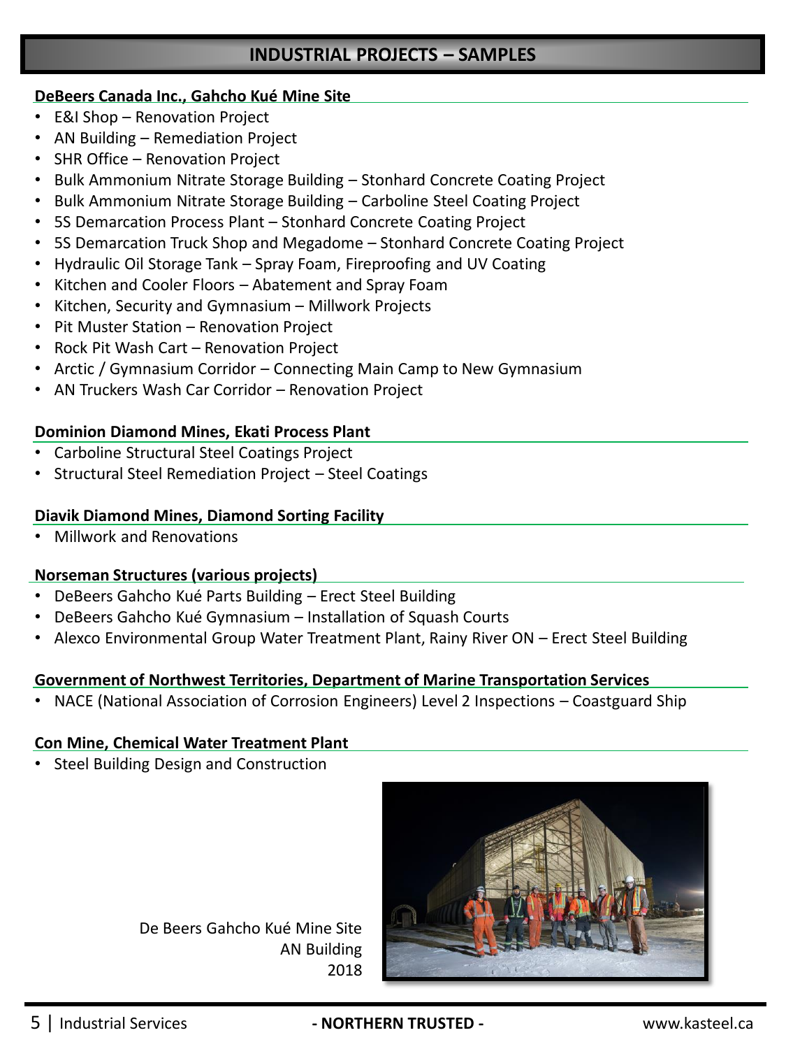## INDUSTRIAL PROJECTS – SAMPLES

### DeBeers Canada Inc., Gahcho Kué Mine Site

- E&I Shop – Renovation Project
- AN Building – Remediation Project
- SHR Office – Renovation Project
- Bulk Ammonium Nitrate Storage Building – Stonhard Concrete Coating Project
- Bulk Ammonium Nitrate Storage Building – Carboline Steel Coating Project
- 5S Demarcation Process Plant – Stonhard Concrete Coating Project
- 5S Demarcation Truck Shop and Megadome – Stonhard Concrete Coating Project
- Hydraulic Oil Storage Tank – Spray Foam, Fireproofing and UV Coating
- Kitchen and Cooler Floors – Abatement and Spray Foam
- Kitchen, Security and Gymnasium – Millwork Projects
- Pit Muster Station – Renovation Project
- Rock Pit Wash Cart – Renovation Project
- Arctic / Gymnasium Corridor – Connecting Main Camp to New Gymnasium
- AN Truckers Wash Car Corridor – Renovation Project

### Dominion Diamond Mines, Ekati Process Plant

- Carboline Structural Steel Coatings Project
- Structural Steel Remediation Project – Steel Coatings

### Diavik Diamond Mines, Diamond Sorting Facility

- Millwork and Renovations

### Norseman Structures (various projects)

- DeBeers Gahcho Kué Parts Building – Erect Steel Building
- DeBeers Gahcho Kué Gymnasium – Installation of Squash Courts
- Alexco Environmental Group Water Treatment Plant, Rainy River ON – Erect Steel Building

### Government of Northwest Territories, Department of Marine Transportation Services

- NACE (National Association of Corrosion Engineers) Level 2 Inspections – Coastguard Ship

### Con Mine, Chemical Water Treatment Plant

- Steel Building Design and Construction

De Beers Gahcho Kué Mine Site
AN Building
2018